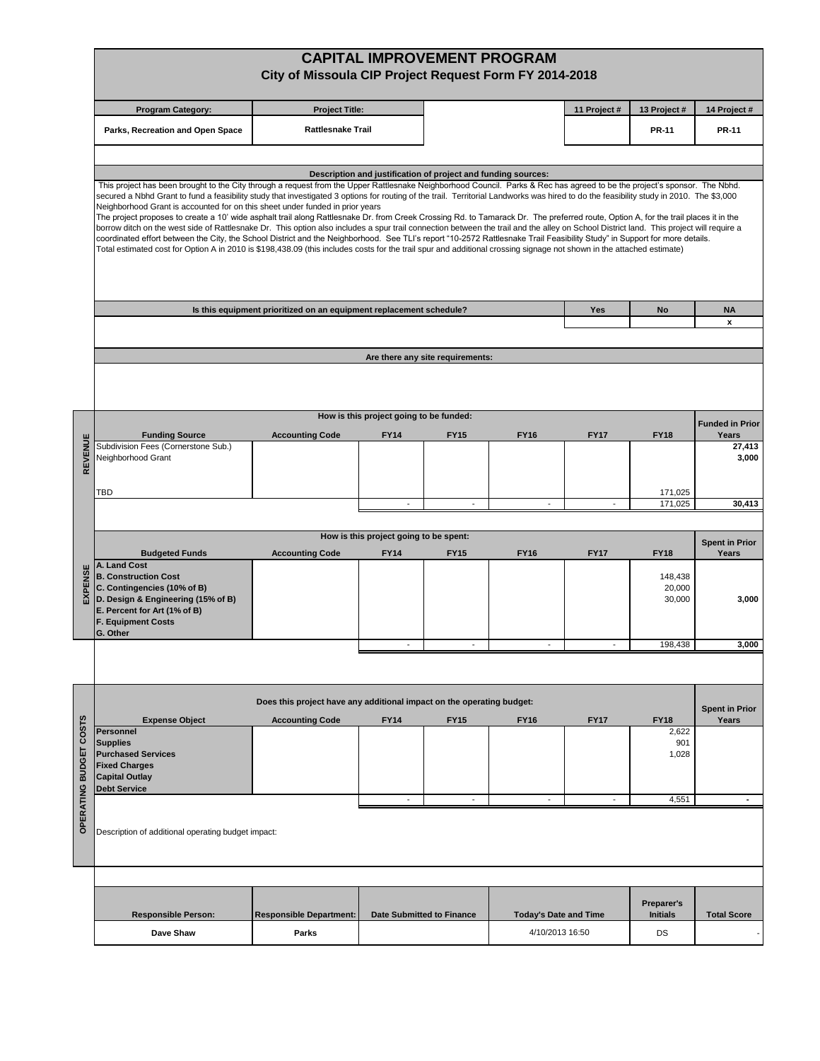# CAPITAL IMPROVEMENT PROGRAM

## City of Missoula CIP Project Request Form FY 2014-2018

| Program Category: | Project Title: | | 11 Project # | 13 Project # | 14 Project # |
|---|---|---|---|---|---|
| Parks, Recreation and Open Space | Rattlesnake Trail | | | PR-11 | PR-11 |

### Description and justification of project and funding sources:

This project has been brought to the City through a request from the Upper Rattlesnake Neighborhood Council. Parks & Rec has agreed to be the project's sponsor. The Nbhd. secured a Nbhd Grant to fund a feasibility study that investigated 3 options for routing of the trail. Territorial Landworks was hired to do the feasibility study in 2010. The $3,000 Neighborhood Grant is accounted for on this sheet under funded in prior years

The project proposes to create a 10' wide asphalt trail along Rattlesnake Dr. from Creek Crossing Rd. to Tamarack Dr. The preferred route, Option A, for the trail places it in the borrow ditch on the west side of Rattlesnake Dr. This option also includes a spur trail connection between the trail and the alley on School District land. This project will require a coordinated effort between the City, the School District and the Neighborhood. See TLI's report "10-2572 Rattlesnake Trail Feasibility Study" in Support for more details.

Total estimated cost for Option A in 2010 is $198,438.09 (this includes costs for the trail spur and additional crossing signage not shown in the attached estimate)

| Is this equipment prioritized on an equipment replacement schedule? | Yes | No | NA |
|---|---|---|---|
| | | | x |

### Are there any site requirements:

### REVENUE — How is this project going to be funded:

| Funding Source | Accounting Code | FY14 | FY15 | FY16 | FY17 | FY18 | Funded in Prior Years |
|---|---|---|---|---|---|---|---|
| Subdivision Fees (Cornerstone Sub.) | | | | | | | 27,413 |
| Neighborhood Grant | | | | | | | 3,000 |
| TBD | | | | | | 171,025 | |
| | | - | - | - | - | 171,025 | 30,413 |

### EXPENSE — How is this project going to be spent:

| Budgeted Funds | Accounting Code | FY14 | FY15 | FY16 | FY17 | FY18 | Spent in Prior Years |
|---|---|---|---|---|---|---|---|
| A. Land Cost | | | | | | | |
| B. Construction Cost | | | | | | 148,438 | |
| C. Contingencies (10% of B) | | | | | | 20,000 | |
| D. Design & Engineering (15% of B) | | | | | | 30,000 | 3,000 |
| E. Percent for Art (1% of B) | | | | | | | |
| F. Equipment Costs | | | | | | | |
| G. Other | | | | | | | |
| | | - | - | - | - | 198,438 | 3,000 |

### OPERATING BUDGET COSTS — Does this project have any additional impact on the operating budget:

| Expense Object | Accounting Code | FY14 | FY15 | FY16 | FY17 | FY18 | Spent in Prior Years |
|---|---|---|---|---|---|---|---|
| Personnel | | | | | | 2,622 | |
| Supplies | | | | | | 901 | |
| Purchased Services | | | | | | 1,028 | |
| Fixed Charges | | | | | | | |
| Capital Outlay | | | | | | | |
| Debt Service | | | | | | | |
| | | - | - | - | - | 4,551 | - |

Description of additional operating budget impact:

| Responsible Person: | Responsible Department: | Date Submitted to Finance | Today's Date and Time | Preparer's Initials | Total Score |
|---|---|---|---|---|---|
| Dave Shaw | Parks | | 4/10/2013 16:50 | DS | - |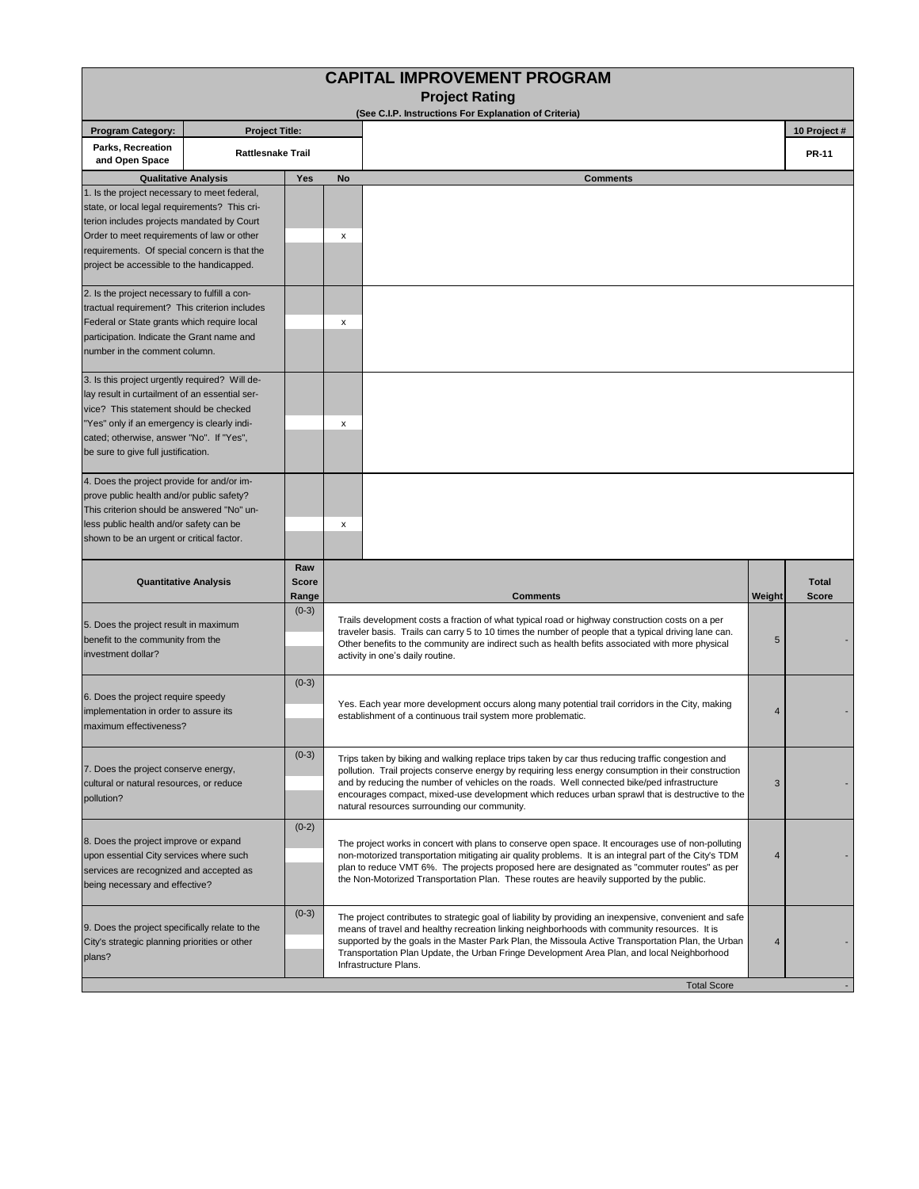# CAPITAL IMPROVEMENT PROGRAM

## Project Rating

(See C.I.P. Instructions For Explanation of Criteria)

| Program Category: | Project Title: | 10 Project # |
|---|---|---|
| Parks, Recreation and Open Space | Rattlesnake Trail | PR-11 |

| Qualitative Analysis | Yes | No | Comments |
|---|---|---|---|
| 1. Is the project necessary to meet federal, state, or local legal requirements? This criterion includes projects mandated by Court Order to meet requirements of law or other requirements. Of special concern is that the project be accessible to the handicapped. | | x | |
| 2. Is the project necessary to fulfill a contractual requirement? This criterion includes Federal or State grants which require local participation. Indicate the Grant name and number in the comment column. | | x | |
| 3. Is this project urgently required? Will delay result in curtailment of an essential service? This statement should be checked "Yes" only if an emergency is clearly indicated; otherwise, answer "No". If "Yes", be sure to give full justification. | | x | |
| 4. Does the project provide for and/or improve public health and/or public safety? This criterion should be answered "No" unless public health and/or safety can be shown to be an urgent or critical factor. | | x | |

| Quantitative Analysis | Raw Score Range | Comments | Weight | Total Score |
|---|---|---|---|---|
| 5. Does the project result in maximum benefit to the community from the investment dollar? | (0-3) | Trails development costs a fraction of what typical road or highway construction costs on a per traveler basis. Trails can carry 5 to 10 times the number of people that a typical driving lane can. Other benefits to the community are indirect such as health befits associated with more physical activity in one's daily routine. | 5 | - |
| 6. Does the project require speedy implementation in order to assure its maximum effectiveness? | (0-3) | Yes. Each year more development occurs along many potential trail corridors in the City, making establishment of a continuous trail system more problematic. | 4 | - |
| 7. Does the project conserve energy, cultural or natural resources, or reduce pollution? | (0-3) | Trips taken by biking and walking replace trips taken by car thus reducing traffic congestion and pollution. Trail projects conserve energy by requiring less energy consumption in their construction and by reducing the number of vehicles on the roads. Well connected bike/ped infrastructure encourages compact, mixed-use development which reduces urban sprawl that is destructive to the natural resources surrounding our community. | 3 | - |
| 8. Does the project improve or expand upon essential City services where such services are recognized and accepted as being necessary and effective? | (0-2) | The project works in concert with plans to conserve open space. It encourages use of non-polluting non-motorized transportation mitigating air quality problems. It is an integral part of the City's TDM plan to reduce VMT 6%. The projects proposed here are designated as "commuter routes" as per the Non-Motorized Transportation Plan. These routes are heavily supported by the public. | 4 | - |
| 9. Does the project specifically relate to the City's strategic planning priorities or other plans? | (0-3) | The project contributes to strategic goal of liability by providing an inexpensive, convenient and safe means of travel and healthy recreation linking neighborhoods with community resources. It is supported by the goals in the Master Park Plan, the Missoula Active Transportation Plan, the Urban Transportation Plan Update, the Urban Fringe Development Area Plan, and local Neighborhood Infrastructure Plans. | 4 | - |
| | | Total Score | | - |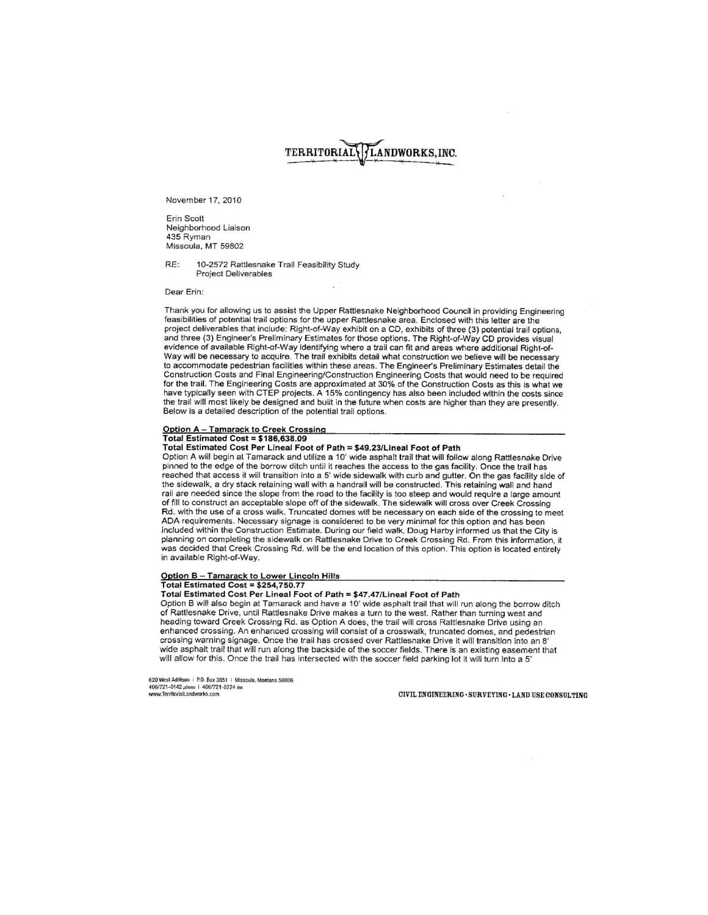TERRITORIAL LANDWORKS, INC.

November 17, 2010

Erin Scott
Neighborhood Liaison
435 Ryman
Missoula, MT 59802

RE: 10-2572 Rattlesnake Trail Feasibility Study
Project Deliverables

Dear Erin:

Thank you for allowing us to assist the Upper Rattlesnake Neighborhood Council in providing Engineering feasibilities of potential trail options for the upper Rattlesnake area. Enclosed with this letter are the project deliverables that include: Right-of-Way exhibit on a CD, exhibits of three (3) potential trail options, and three (3) Engineer's Preliminary Estimates for those options. The Right-of-Way CD provides visual evidence of available Right-of-Way identifying where a trail can fit and areas where additional Right-of-Way will be necessary to acquire. The trail exhibits detail what construction we believe will be necessary to accommodate pedestrian facilities within these areas. The Engineer's Preliminary Estimates detail the Construction Costs and Final Engineering/Construction Engineering Costs that would need to be required for the trail. The Engineering Costs are approximated at 30% of the Construction Costs as this is what we have typically seen with CTEP projects. A 15% contingency has also been included within the costs since the trail will most likely be designed and built in the future when costs are higher than they are presently. Below is a detailed description of the potential trail options.

## Option A – Tamarack to Creek Crossing

**Total Estimated Cost = $186,638.09**

**Total Estimated Cost Per Lineal Foot of Path = $49.23/Lineal Foot of Path**

Option A will begin at Tamarack and utilize a 10' wide asphalt trail that will follow along Rattlesnake Drive pinned to the edge of the borrow ditch until it reaches the access to the gas facility. Once the trail has reached that access it will transition into a 5' wide sidewalk with curb and gutter. On the gas facility side of the sidewalk, a dry stack retaining wall with a handrail will be constructed. This retaining wall and hand rail are needed since the slope from the road to the facility is too steep and would require a large amount of fill to construct an acceptable slope off of the sidewalk. The sidewalk will cross over Creek Crossing Rd. with the use of a cross walk. Truncated domes will be necessary on each side of the crossing to meet ADA requirements. Necessary signage is considered to be very minimal for this option and has been included within the Construction Estimate. During our field walk, Doug Harby informed us that the City is planning on completing the sidewalk on Rattlesnake Drive to Creek Crossing Rd. From this information, it was decided that Creek Crossing Rd. will be the end location of this option. This option is located entirely in available Right-of-Way.

## Option B – Tamarack to Lower Lincoln Hills

**Total Estimated Cost = $254,750.77**

**Total Estimated Cost Per Lineal Foot of Path = $47.47/Lineal Foot of Path**

Option B will also begin at Tamarack and have a 10' wide asphalt trail that will run along the borrow ditch of Rattlesnake Drive, until Rattlesnake Drive makes a turn to the west. Rather than turning west and heading toward Creek Crossing Rd. as Option A does, the trail will cross Rattlesnake Drive using an enhanced crossing. An enhanced crossing will consist of a crosswalk, truncated domes, and pedestrian crossing warning signage. Once the trail has crossed over Rattlesnake Drive it will transition into an 8' wide asphalt trail that will run along the backside of the soccer fields. There is an existing easement that will allow for this. Once the trail has intersected with the soccer field parking lot it will turn into a 5'

620 West Addison | P.O. Box 3851 | Missoula, Montana 59806
406/721-0142 phone | 406/721-5224 fax
www.TerritorialLandworks.com

CIVIL ENGINEERING · SURVEYING · LAND USE CONSULTING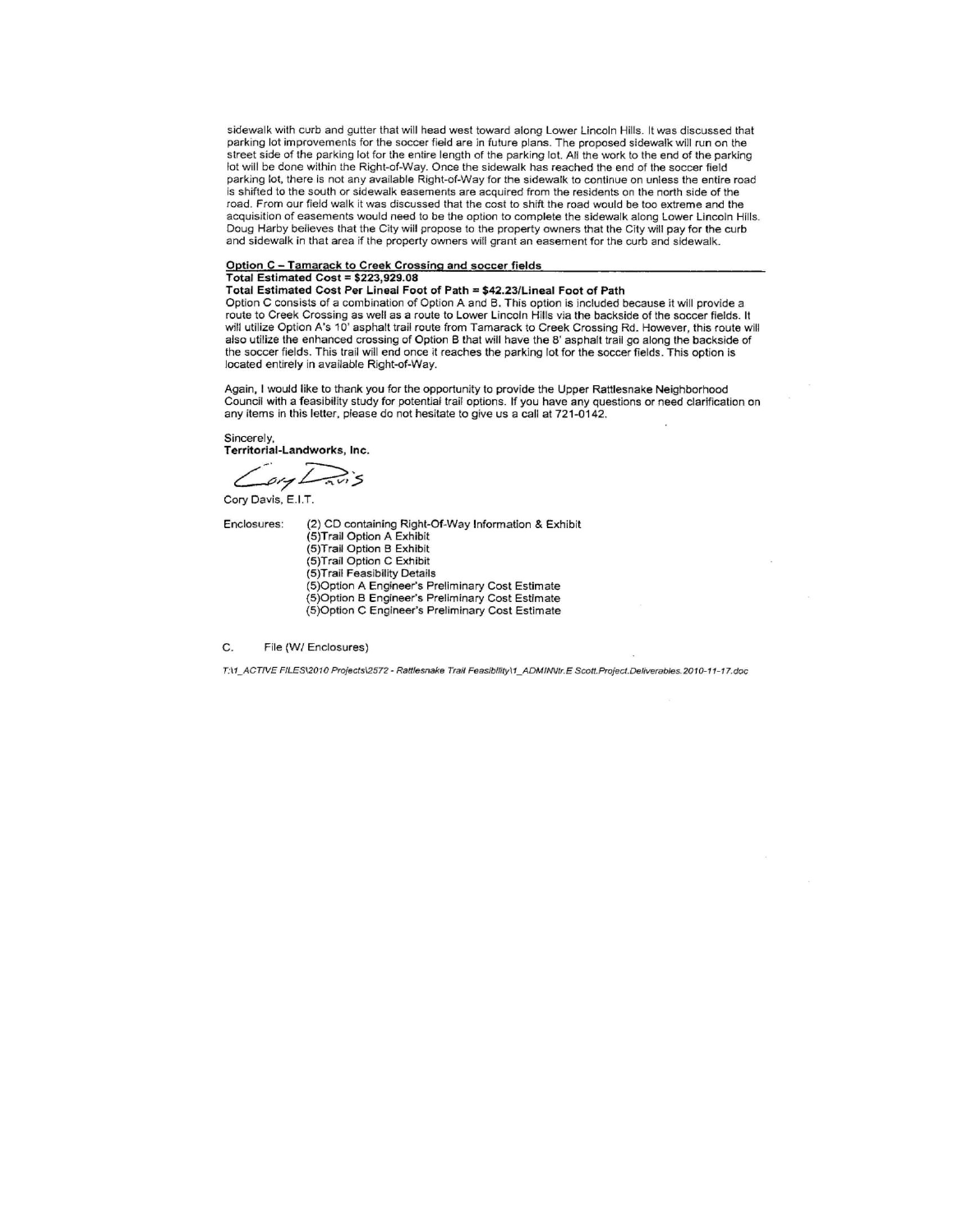sidewalk with curb and gutter that will head west toward along Lower Lincoln Hills. It was discussed that parking lot improvements for the soccer field are in future plans. The proposed sidewalk will run on the street side of the parking lot for the entire length of the parking lot. All the work to the end of the parking lot will be done within the Right-of-Way. Once the sidewalk has reached the end of the soccer field parking lot, there is not any available Right-of-Way for the sidewalk to continue on unless the entire road is shifted to the south or sidewalk easements are acquired from the residents on the north side of the road. From our field walk it was discussed that the cost to shift the road would be too extreme and the acquisition of easements would need to be the option to complete the sidewalk along Lower Lincoln Hills. Doug Harby believes that the City will propose to the property owners that the City will pay for the curb and sidewalk in that area if the property owners will grant an easement for the curb and sidewalk.

**Option C – Tamarack to Creek Crossing and soccer fields**
**Total Estimated Cost = $223,929.08**
**Total Estimated Cost Per Lineal Foot of Path = $42.23/Lineal Foot of Path**

Option C consists of a combination of Option A and B. This option is included because it will provide a route to Creek Crossing as well as a route to Lower Lincoln Hills via the backside of the soccer fields. It will utilize Option A's 10' asphalt trail route from Tamarack to Creek Crossing Rd. However, this route will also utilize the enhanced crossing of Option B that will have the 8' asphalt trail go along the backside of the soccer fields. This trail will end once it reaches the parking lot for the soccer fields. This option is located entirely in available Right-of-Way.

Again, I would like to thank you for the opportunity to provide the Upper Rattlesnake Neighborhood Council with a feasibility study for potential trail options. If you have any questions or need clarification on any items in this letter, please do not hesitate to give us a call at 721-0142.

Sincerely,
**Territorial-Landworks, Inc.**

Cory Davis

Cory Davis, E.I.T.

Enclosures:
(2) CD containing Right-Of-Way Information & Exhibit
(5)Trail Option A Exhibit
(5)Trail Option B Exhibit
(5)Trail Option C Exhibit
(5)Trail Feasibility Details
(5)Option A Engineer's Preliminary Cost Estimate
(5)Option B Engineer's Preliminary Cost Estimate
(5)Option C Engineer's Preliminary Cost Estimate

C. File (W/ Enclosures)

*T:\1_ACTIVE FILES\2010 Projects\2572 - Rattlesnake Trail Feasibility\1_ADMIN\ltr.E Scott.Project.Deliverables.2010-11-17.doc*